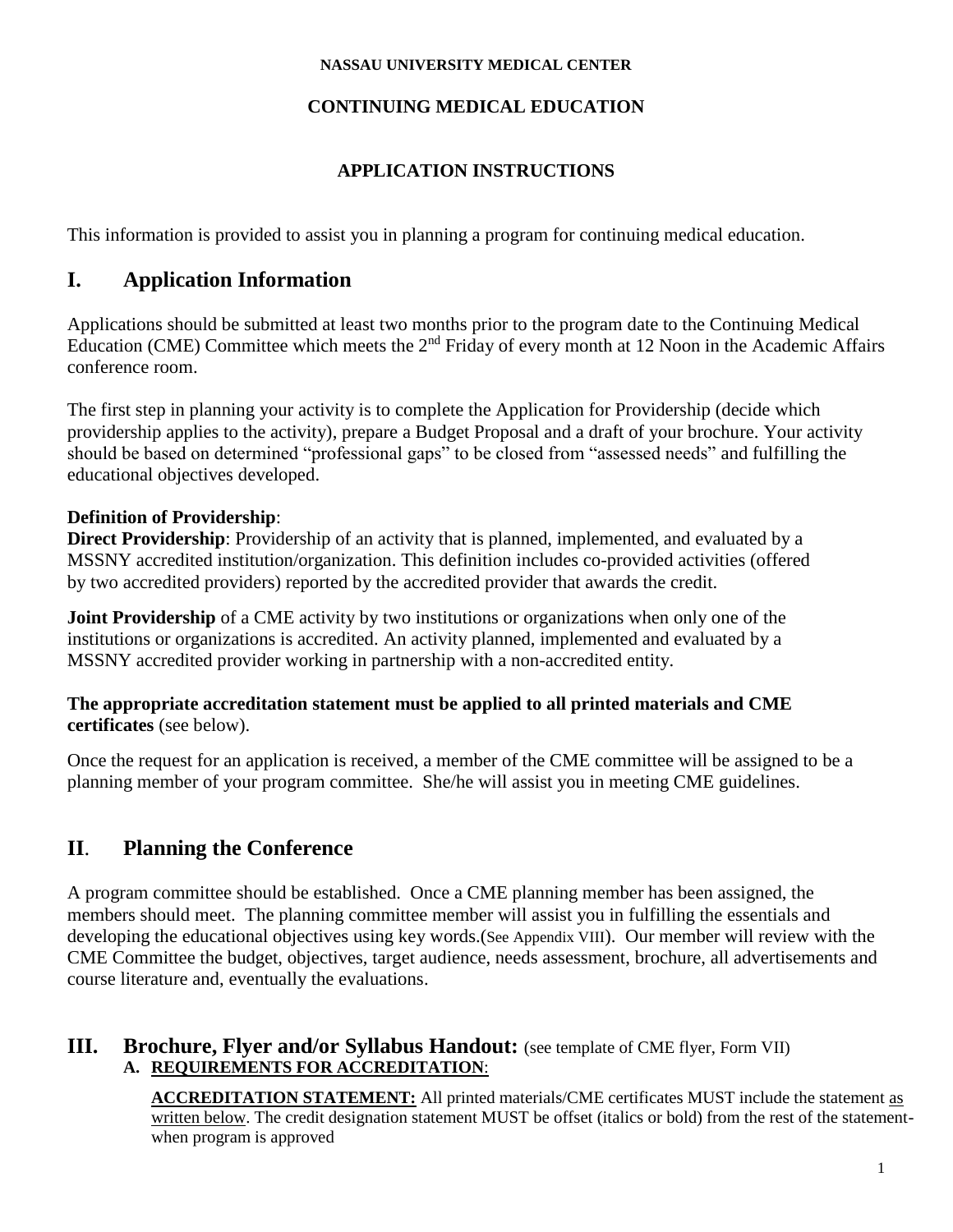**NASSAU UNIVERSITY MEDICAL CENTER**

**CONTINUING MEDICAL EDUCATION**

**APPLICATION INSTRUCTIONS**

This information is provided to assist you in planning a program for continuing medical education.

# I. Application Information

Applications should be submitted at least two months prior to the program date to the Continuing Medical Education (CME) Committee which meets the 2nd Friday of every month at 12 Noon in the Academic Affairs conference room.

The first step in planning your activity is to complete the Application for Providership (decide which providership applies to the activity), prepare a Budget Proposal and a draft of your brochure. Your activity should be based on determined "professional gaps" to be closed from "assessed needs" and fulfilling the educational objectives developed.

**Definition of Providership**:

**Direct Providership**: Providership of an activity that is planned, implemented, and evaluated by a MSSNY accredited institution/organization. This definition includes co-provided activities (offered by two accredited providers) reported by the accredited provider that awards the credit.

**Joint Providership** of a CME activity by two institutions or organizations when only one of the institutions or organizations is accredited. An activity planned, implemented and evaluated by a MSSNY accredited provider working in partnership with a non-accredited entity.

**The appropriate accreditation statement must be applied to all printed materials and CME certificates** (see below).

Once the request for an application is received, a member of the CME committee will be assigned to be a planning member of your program committee. She/he will assist you in meeting CME guidelines.

# II. Planning the Conference

A program committee should be established. Once a CME planning member has been assigned, the members should meet. The planning committee member will assist you in fulfilling the essentials and developing the educational objectives using key words.(See Appendix VIII). Our member will review with the CME Committee the budget, objectives, target audience, needs assessment, brochure, all advertisements and course literature and, eventually the evaluations.

# III. Brochure, Flyer and/or Syllabus Handout: (see template of CME flyer, Form VII)

**A. REQUIREMENTS FOR ACCREDITATION**:

**ACCREDITATION STATEMENT:** All printed materials/CME certificates MUST include the statement as written below. The credit designation statement MUST be offset (italics or bold) from the rest of the statement- when program is approved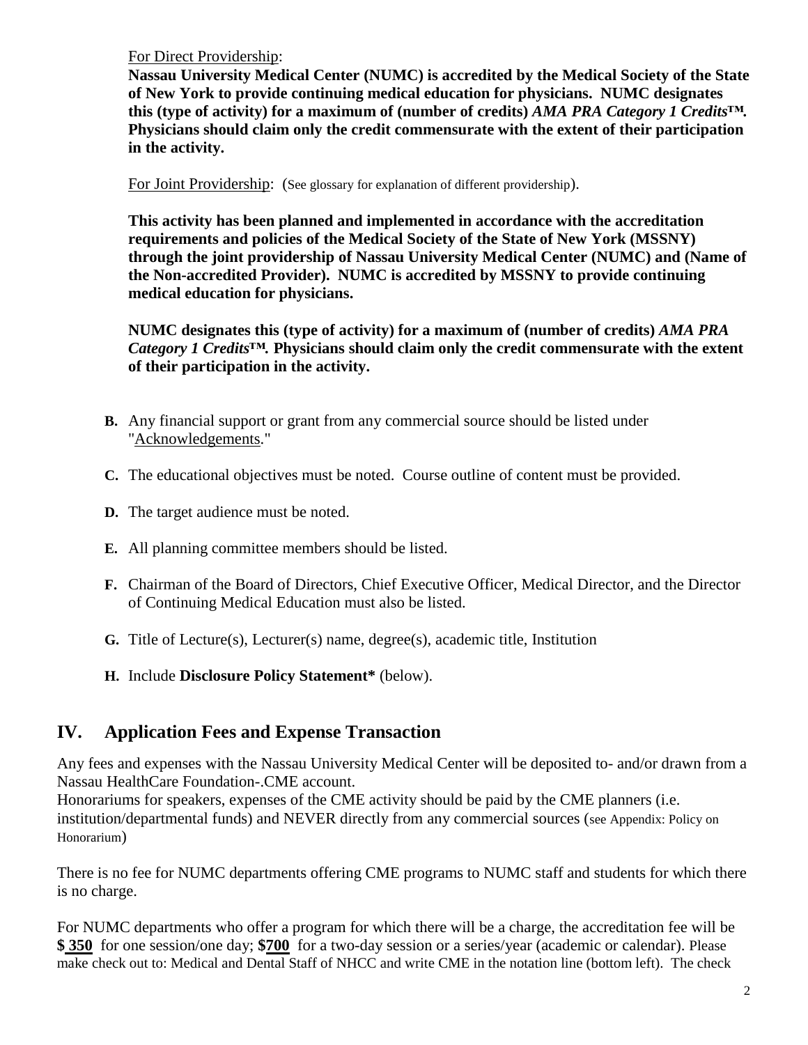For Direct Providership:

**Nassau University Medical Center (NUMC) is accredited by the Medical Society of the State of New York to provide continuing medical education for physicians. NUMC designates this (type of activity) for a maximum of (number of credits) *AMA PRA Category 1 Credits™.* Physicians should claim only the credit commensurate with the extent of their participation in the activity.**

For Joint Providership: (See glossary for explanation of different providership).

**This activity has been planned and implemented in accordance with the accreditation requirements and policies of the Medical Society of the State of New York (MSSNY) through the joint providership of Nassau University Medical Center (NUMC) and (Name of the Non-accredited Provider). NUMC is accredited by MSSNY to provide continuing medical education for physicians.**

**NUMC designates this (type of activity) for a maximum of (number of credits) *AMA PRA Category 1 Credits™.* Physicians should claim only the credit commensurate with the extent of their participation in the activity.**

- **B.** Any financial support or grant from any commercial source should be listed under "Acknowledgements."
- **C.** The educational objectives must be noted. Course outline of content must be provided.
- **D.** The target audience must be noted.
- **E.** All planning committee members should be listed.
- **F.** Chairman of the Board of Directors, Chief Executive Officer, Medical Director, and the Director of Continuing Medical Education must also be listed.
- **G.** Title of Lecture(s), Lecturer(s) name, degree(s), academic title, Institution
- **H.** Include **Disclosure Policy Statement*** (below).

## IV. Application Fees and Expense Transaction

Any fees and expenses with the Nassau University Medical Center will be deposited to- and/or drawn from a Nassau HealthCare Foundation-.CME account.
Honorariums for speakers, expenses of the CME activity should be paid by the CME planners (i.e. institution/departmental funds) and NEVER directly from any commercial sources (see Appendix: Policy on Honorarium)

There is no fee for NUMC departments offering CME programs to NUMC staff and students for which there is no charge.

For NUMC departments who offer a program for which there will be a charge, the accreditation fee will be **$ 350** for one session/one day; **$700** for a two-day session or a series/year (academic or calendar). Please make check out to: Medical and Dental Staff of NHCC and write CME in the notation line (bottom left). The check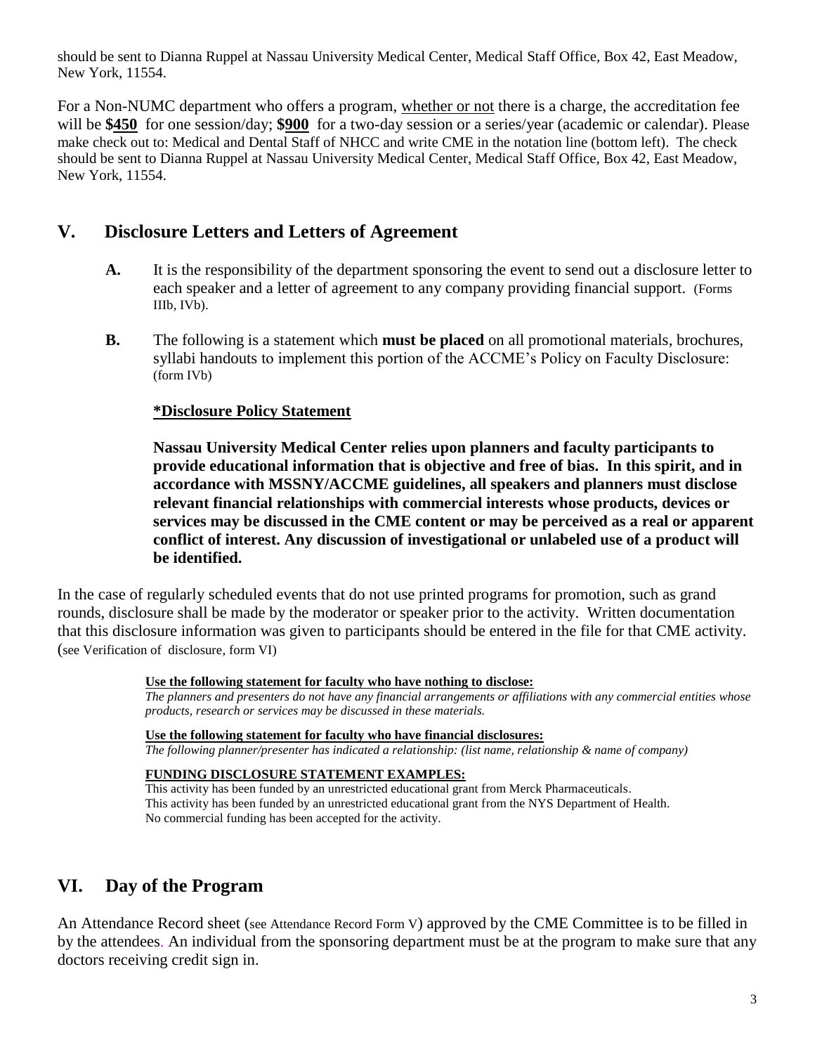should be sent to Dianna Ruppel at Nassau University Medical Center, Medical Staff Office, Box 42, East Meadow, New York, 11554.

For a Non-NUMC department who offers a program, <u>whether or not</u> there is a charge, the accreditation fee will be **$450** for one session/day; **$900** for a two-day session or a series/year (academic or calendar). Please make check out to: Medical and Dental Staff of NHCC and write CME in the notation line (bottom left). The check should be sent to Dianna Ruppel at Nassau University Medical Center, Medical Staff Office, Box 42, East Meadow, New York, 11554.

## V. Disclosure Letters and Letters of Agreement

**A.** It is the responsibility of the department sponsoring the event to send out a disclosure letter to each speaker and a letter of agreement to any company providing financial support. (Forms IIIb, IVb).

**B.** The following is a statement which **must be placed** on all promotional materials, brochures, syllabi handouts to implement this portion of the ACCME's Policy on Faculty Disclosure: (form IVb)

**\*Disclosure Policy Statement**

**Nassau University Medical Center relies upon planners and faculty participants to provide educational information that is objective and free of bias. In this spirit, and in accordance with MSSNY/ACCME guidelines, all speakers and planners must disclose relevant financial relationships with commercial interests whose products, devices or services may be discussed in the CME content or may be perceived as a real or apparent conflict of interest. Any discussion of investigational or unlabeled use of a product will be identified.**

In the case of regularly scheduled events that do not use printed programs for promotion, such as grand rounds, disclosure shall be made by the moderator or speaker prior to the activity. Written documentation that this disclosure information was given to participants should be entered in the file for that CME activity. (see Verification of disclosure, form VI)

**Use the following statement for faculty who have nothing to disclose:**
*The planners and presenters do not have any financial arrangements or affiliations with any commercial entities whose products, research or services may be discussed in these materials.*

**Use the following statement for faculty who have financial disclosures:**
*The following planner/presenter has indicated a relationship: (list name, relationship & name of company)*

**FUNDING DISCLOSURE STATEMENT EXAMPLES:**
This activity has been funded by an unrestricted educational grant from Merck Pharmaceuticals.
This activity has been funded by an unrestricted educational grant from the NYS Department of Health.
No commercial funding has been accepted for the activity.

## VI. Day of the Program

An Attendance Record sheet (see Attendance Record Form V) approved by the CME Committee is to be filled in by the attendees. An individual from the sponsoring department must be at the program to make sure that any doctors receiving credit sign in.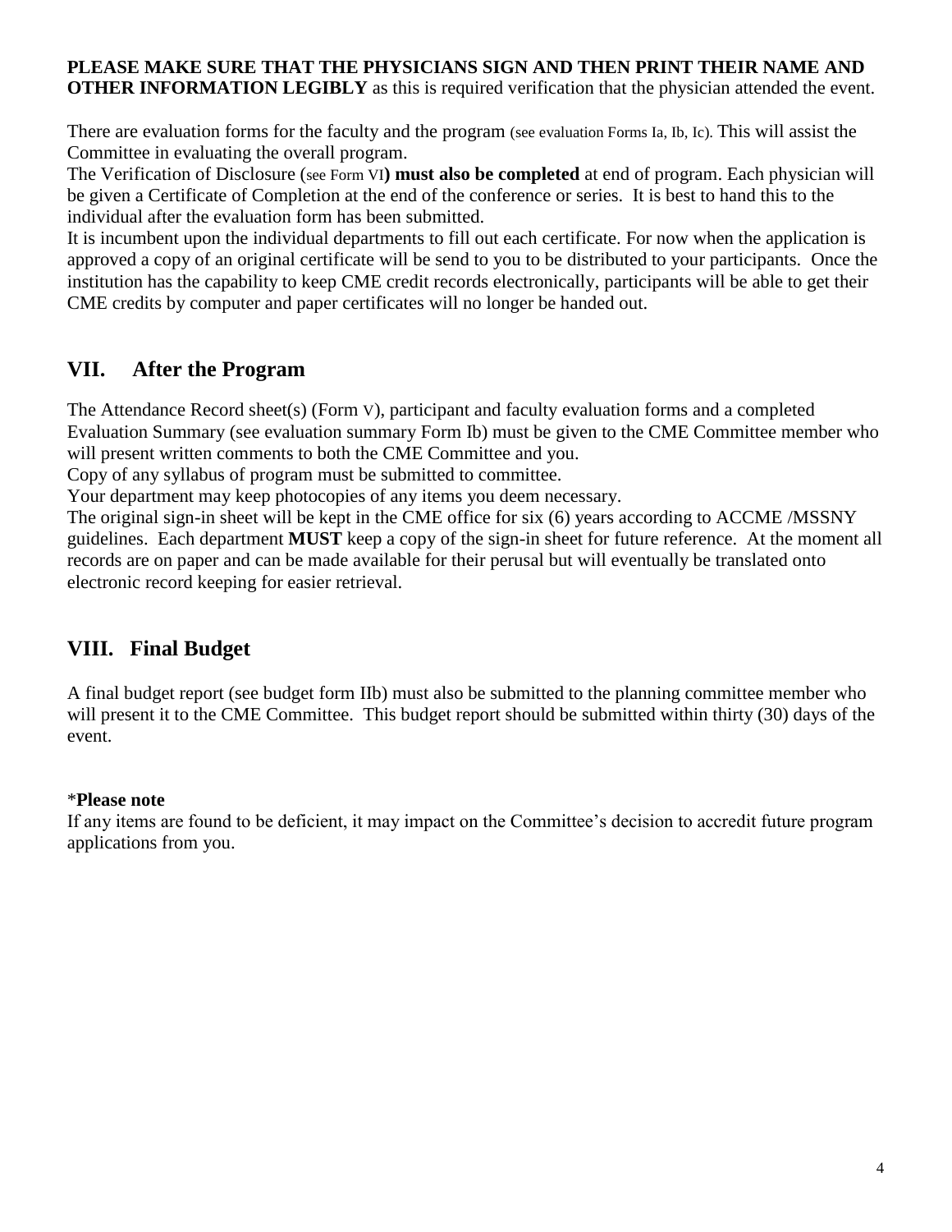**PLEASE MAKE SURE THAT THE PHYSICIANS SIGN AND THEN PRINT THEIR NAME AND OTHER INFORMATION LEGIBLY** as this is required verification that the physician attended the event.

There are evaluation forms for the faculty and the program (see evaluation Forms Ia, Ib, Ic). This will assist the Committee in evaluating the overall program.
The Verification of Disclosure (see Form VI**) must also be completed** at end of program. Each physician will be given a Certificate of Completion at the end of the conference or series. It is best to hand this to the individual after the evaluation form has been submitted.
It is incumbent upon the individual departments to fill out each certificate. For now when the application is approved a copy of an original certificate will be send to you to be distributed to your participants. Once the institution has the capability to keep CME credit records electronically, participants will be able to get their CME credits by computer and paper certificates will no longer be handed out.

## VII. After the Program

The Attendance Record sheet(s) (Form V), participant and faculty evaluation forms and a completed Evaluation Summary (see evaluation summary Form Ib) must be given to the CME Committee member who will present written comments to both the CME Committee and you.
Copy of any syllabus of program must be submitted to committee.
Your department may keep photocopies of any items you deem necessary.
The original sign-in sheet will be kept in the CME office for six (6) years according to ACCME /MSSNY guidelines. Each department **MUST** keep a copy of the sign-in sheet for future reference. At the moment all records are on paper and can be made available for their perusal but will eventually be translated onto electronic record keeping for easier retrieval.

## VIII. Final Budget

A final budget report (see budget form IIb) must also be submitted to the planning committee member who will present it to the CME Committee. This budget report should be submitted within thirty (30) days of the event.

\***Please note**
If any items are found to be deficient, it may impact on the Committee's decision to accredit future program applications from you.